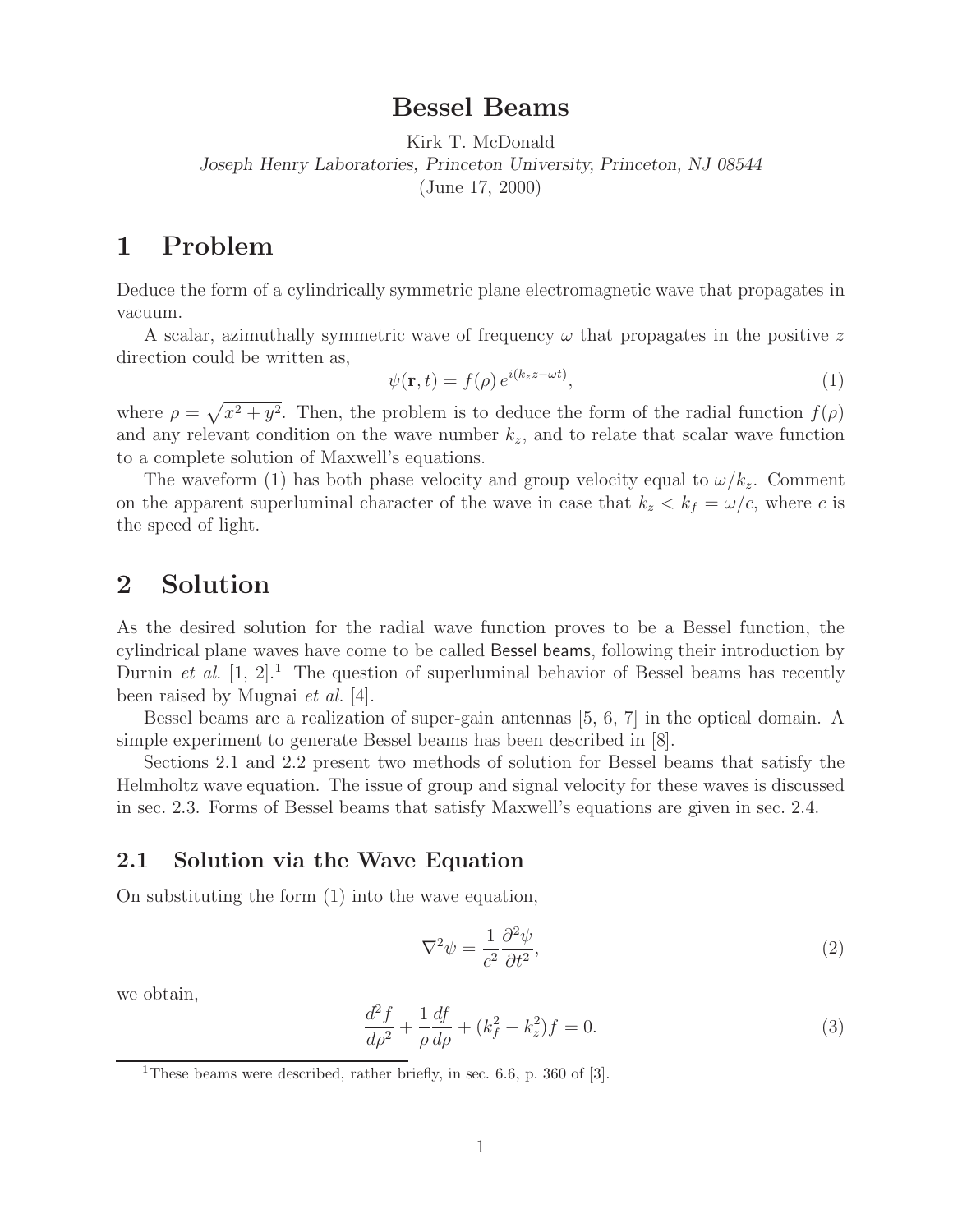# Bessel Beams

Kirk T. McDonald
*Joseph Henry Laboratories, Princeton University, Princeton, NJ 08544*
(June 17, 2000)

# 1 Problem

Deduce the form of a cylindrically symmetric plane electromagnetic wave that propagates in vacuum.

A scalar, azimuthally symmetric wave of frequency $\omega$ that propagates in the positive $z$ direction could be written as,

$$\psi(\mathbf{r}, t) = f(\rho)\, e^{i(k_z z - \omega t)}, \tag{1}$$

where $\rho = \sqrt{x^2 + y^2}$. Then, the problem is to deduce the form of the radial function $f(\rho)$ and any relevant condition on the wave number $k_z$, and to relate that scalar wave function to a complete solution of Maxwell's equations.

The waveform (1) has both phase velocity and group velocity equal to $\omega/k_z$. Comment on the apparent superluminal character of the wave in case that $k_z < k_f = \omega/c$, where $c$ is the speed of light.

# 2 Solution

As the desired solution for the radial wave function proves to be a Bessel function, the cylindrical plane waves have come to be called Bessel beams, following their introduction by Durnin *et al.* [1, 2].[1] The question of superluminal behavior of Bessel beams has recently been raised by Mugnai *et al.* [4].

Bessel beams are a realization of super-gain antennas [5, 6, 7] in the optical domain. A simple experiment to generate Bessel beams has been described in [8].

Sections 2.1 and 2.2 present two methods of solution for Bessel beams that satisfy the Helmholtz wave equation. The issue of group and signal velocity for these waves is discussed in sec. 2.3. Forms of Bessel beams that satisfy Maxwell's equations are given in sec. 2.4.

## 2.1 Solution via the Wave Equation

On substituting the form (1) into the wave equation,

$$\nabla^2 \psi = \frac{1}{c^2} \frac{\partial^2 \psi}{\partial t^2}, \tag{2}$$

we obtain,

$$\frac{d^2 f}{d\rho^2} + \frac{1}{\rho} \frac{df}{d\rho} + (k_f^2 - k_z^2) f = 0. \tag{3}$$

[1] These beams were described, rather briefly, in sec. 6.6, p. 360 of [3].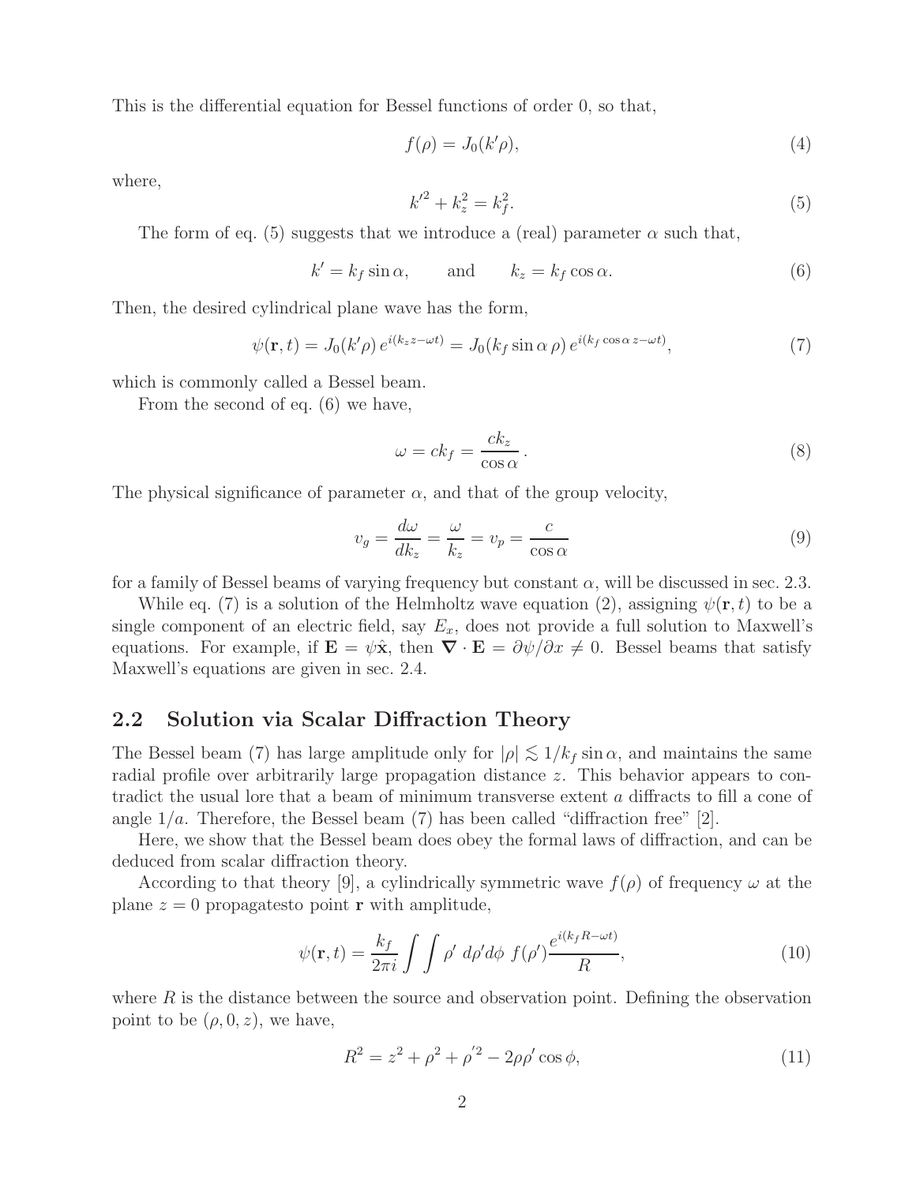This is the differential equation for Bessel functions of order 0, so that,

$$f(\rho) = J_0(k'\rho), \tag{4}$$

where,

$$k'^2 + k_z^2 = k_f^2. \tag{5}$$

The form of eq. (5) suggests that we introduce a (real) parameter $\alpha$ such that,

$$k' = k_f \sin\alpha, \qquad \text{and} \qquad k_z = k_f \cos\alpha. \tag{6}$$

Then, the desired cylindrical plane wave has the form,

$$\psi(\mathbf{r}, t) = J_0(k'\rho)\, e^{i(k_z z - \omega t)} = J_0(k_f \sin\alpha\, \rho)\, e^{i(k_f \cos\alpha\, z - \omega t)}, \tag{7}$$

which is commonly called a Bessel beam.

From the second of eq. (6) we have,

$$\omega = c k_f = \frac{c k_z}{\cos\alpha}\,. \tag{8}$$

The physical significance of parameter $\alpha$, and that of the group velocity,

$$v_g = \frac{d\omega}{dk_z} = \frac{\omega}{k_z} = v_p = \frac{c}{\cos\alpha} \tag{9}$$

for a family of Bessel beams of varying frequency but constant $\alpha$, will be discussed in sec. 2.3.

While eq. (7) is a solution of the Helmholtz wave equation (2), assigning $\psi(\mathbf{r}, t)$ to be a single component of an electric field, say $E_x$, does not provide a full solution to Maxwell's equations. For example, if $\mathbf{E} = \psi\hat{\mathbf{x}}$, then $\boldsymbol{\nabla} \cdot \mathbf{E} = \partial\psi/\partial x \neq 0$. Bessel beams that satisfy Maxwell's equations are given in sec. 2.4.

## 2.2 Solution via Scalar Diffraction Theory

The Bessel beam (7) has large amplitude only for $|\rho| \lesssim 1/k_f \sin\alpha$, and maintains the same radial profile over arbitrarily large propagation distance $z$. This behavior appears to contradict the usual lore that a beam of minimum transverse extent $a$ diffracts to fill a cone of angle $1/a$. Therefore, the Bessel beam (7) has been called "diffraction free" [2].

Here, we show that the Bessel beam does obey the formal laws of diffraction, and can be deduced from scalar diffraction theory.

According to that theory [9], a cylindrically symmetric wave $f(\rho)$ of frequency $\omega$ at the plane $z = 0$ propagatesto point $\mathbf{r}$ with amplitude,

$$\psi(\mathbf{r}, t) = \frac{k_f}{2\pi i} \int\int \rho'\, d\rho' d\phi\ f(\rho') \frac{e^{i(k_f R - \omega t)}}{R}, \tag{10}$$

where $R$ is the distance between the source and observation point. Defining the observation point to be $(\rho, 0, z)$, we have,

$$R^2 = z^2 + \rho^2 + \rho'^2 - 2\rho\rho' \cos\phi, \tag{11}$$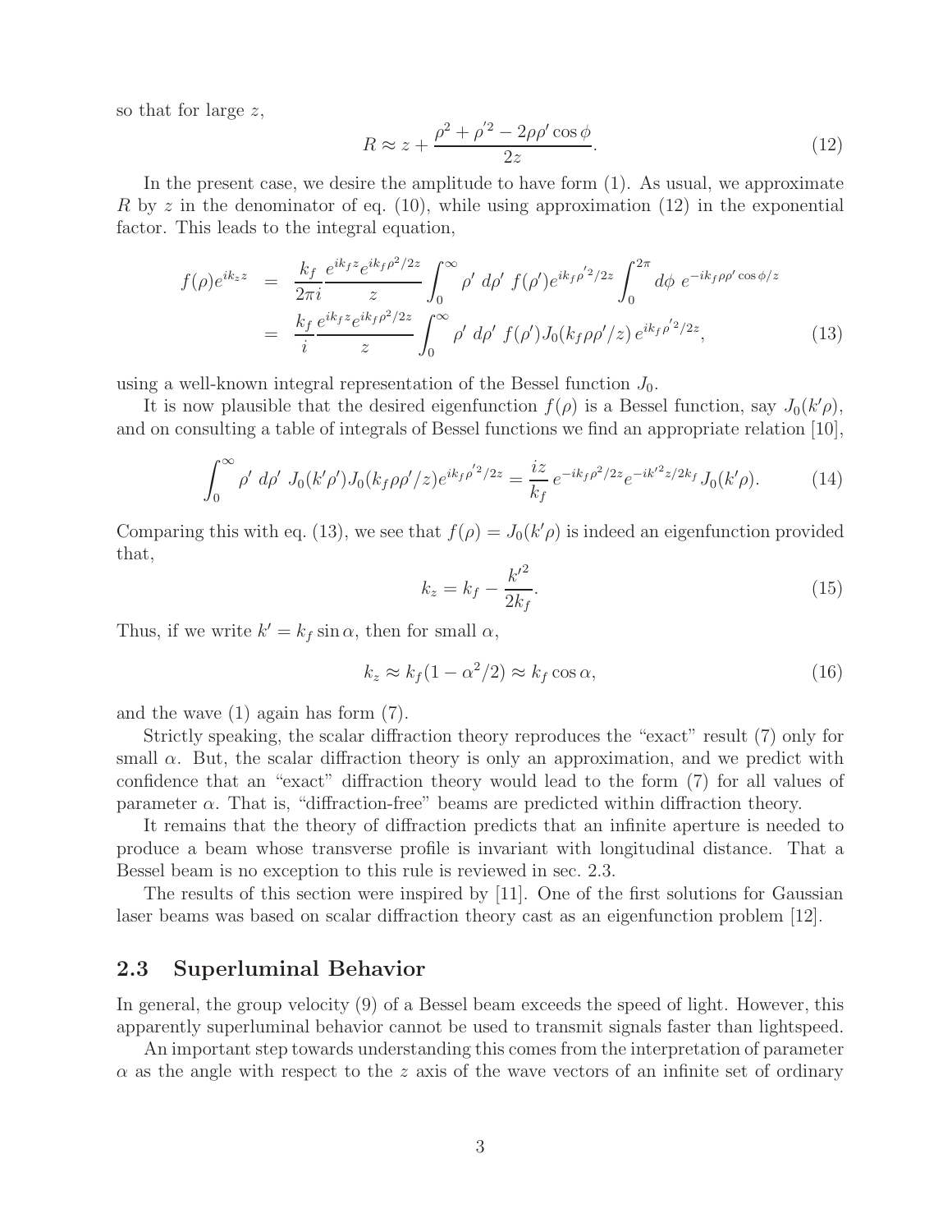so that for large $z$,

$$R \approx z + \frac{\rho^2 + \rho'^2 - 2\rho\rho' \cos\phi}{2z}. \tag{12}$$

In the present case, we desire the amplitude to have form (1). As usual, we approximate $R$ by $z$ in the denominator of eq. (10), while using approximation (12) in the exponential factor. This leads to the integral equation,

$$\begin{aligned} f(\rho)e^{ik_z z} &= \frac{k_f}{2\pi i}\frac{e^{ik_f z}e^{ik_f\rho^2/2z}}{z}\int_0^\infty \rho'\, d\rho'\, f(\rho')e^{ik_f\rho'^2/2z}\int_0^{2\pi} d\phi\, e^{-ik_f\rho\rho'\cos\phi/z} \\ &= \frac{k_f}{i}\frac{e^{ik_f z}e^{ik_f\rho^2/2z}}{z}\int_0^\infty \rho'\, d\rho'\, f(\rho')J_0(k_f\rho\rho'/z)\, e^{ik_f\rho'^2/2z}, \end{aligned} \tag{13}$$

using a well-known integral representation of the Bessel function $J_0$.

It is now plausible that the desired eigenfunction $f(\rho)$ is a Bessel function, say $J_0(k'\rho)$, and on consulting a table of integrals of Bessel functions we find an appropriate relation [10],

$$\int_0^\infty \rho'\, d\rho'\, J_0(k'\rho')J_0(k_f\rho\rho'/z)e^{ik_f\rho'^2/2z} = \frac{iz}{k_f}\, e^{-ik_f\rho^2/2z}e^{-ik'^2 z/2k_f}\, J_0(k'\rho). \tag{14}$$

Comparing this with eq. (13), we see that $f(\rho) = J_0(k'\rho)$ is indeed an eigenfunction provided that,

$$k_z = k_f - \frac{k'^2}{2k_f}. \tag{15}$$

Thus, if we write $k' = k_f \sin\alpha$, then for small $\alpha$,

$$k_z \approx k_f(1 - \alpha^2/2) \approx k_f \cos\alpha, \tag{16}$$

and the wave (1) again has form (7).

Strictly speaking, the scalar diffraction theory reproduces the "exact" result (7) only for small $\alpha$. But, the scalar diffraction theory is only an approximation, and we predict with confidence that an "exact" diffraction theory would lead to the form (7) for all values of parameter $\alpha$. That is, "diffraction-free" beams are predicted within diffraction theory.

It remains that the theory of diffraction predicts that an infinite aperture is needed to produce a beam whose transverse profile is invariant with longitudinal distance. That a Bessel beam is no exception to this rule is reviewed in sec. 2.3.

The results of this section were inspired by [11]. One of the first solutions for Gaussian laser beams was based on scalar diffraction theory cast as an eigenfunction problem [12].

## 2.3 Superluminal Behavior

In general, the group velocity (9) of a Bessel beam exceeds the speed of light. However, this apparently superluminal behavior cannot be used to transmit signals faster than lightspeed.

An important step towards understanding this comes from the interpretation of parameter $\alpha$ as the angle with respect to the $z$ axis of the wave vectors of an infinite set of ordinary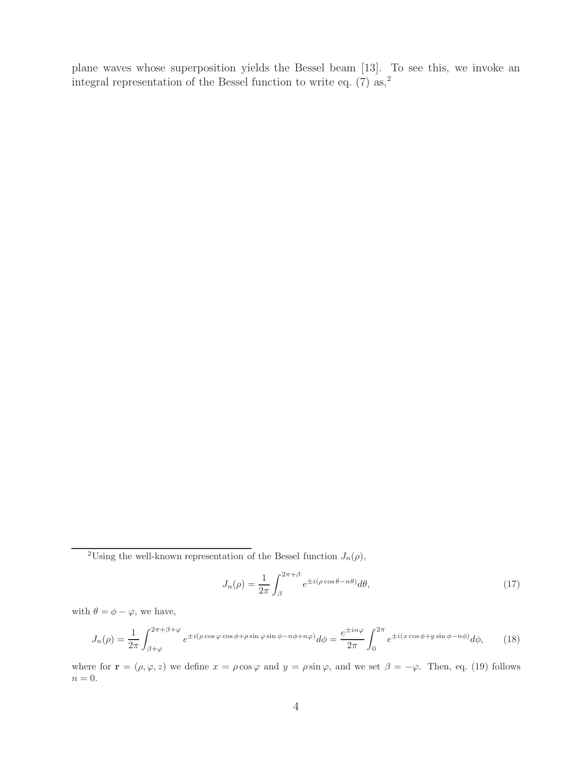plane waves whose superposition yields the Bessel beam [13]. To see this, we invoke an integral representation of the Bessel function to write eq. (7) as,[2]

---

[2]Using the well-known representation of the Bessel function $J_n(\rho)$,

$$J_n(\rho) = \frac{1}{2\pi} \int_{\beta}^{2\pi+\beta} e^{\pm i(\rho \cos\theta - n\theta)} d\theta, \tag{17}$$

with $\theta = \phi - \varphi$, we have,

$$J_n(\rho) = \frac{1}{2\pi} \int_{\beta+\varphi}^{2\pi+\beta+\varphi} e^{\pm i(\rho \cos\varphi \cos\phi + \rho \sin\varphi \sin\phi - n\phi + n\varphi)} d\phi = \frac{e^{\pm in\varphi}}{2\pi} \int_{0}^{2\pi} e^{\pm i(x \cos\phi + y \sin\phi - n\phi)} d\phi, \tag{18}$$

where for $\mathbf{r} = (\rho, \varphi, z)$ we define $x = \rho\cos\varphi$ and $y = \rho\sin\varphi$, and we set $\beta = -\varphi$. Then, eq. (19) follows $n = 0$.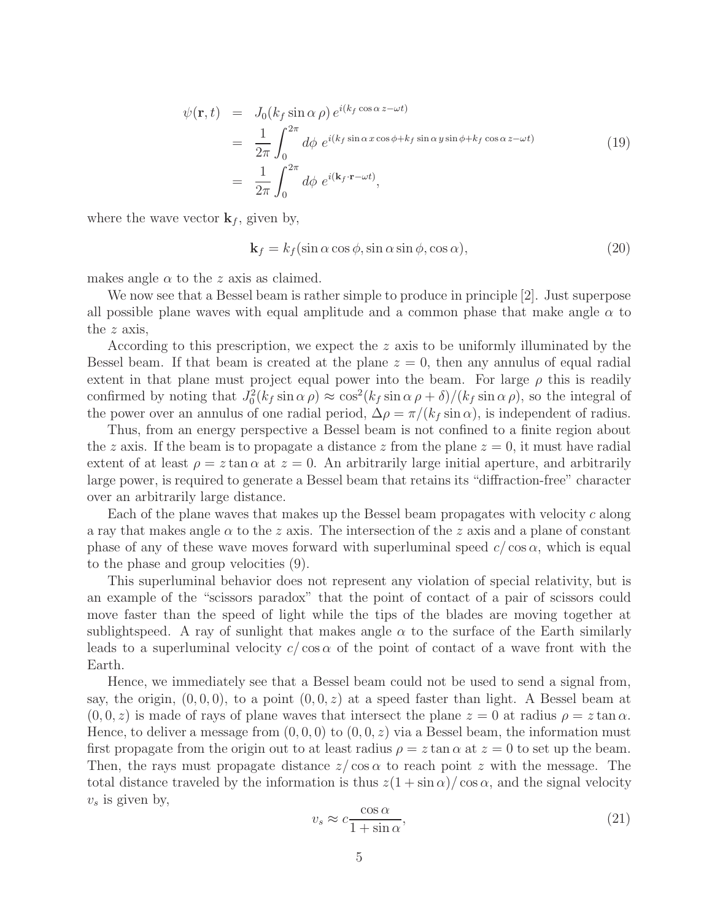$$
\begin{aligned}
\psi(\mathbf{r}, t) &= J_0(k_f \sin\alpha\, \rho)\, e^{i(k_f \cos\alpha\, z - \omega t)} \\
&= \frac{1}{2\pi} \int_0^{2\pi} d\phi\; e^{i(k_f \sin\alpha\, x \cos\phi + k_f \sin\alpha\, y \sin\phi + k_f \cos\alpha\, z - \omega t)} \\
&= \frac{1}{2\pi} \int_0^{2\pi} d\phi\; e^{i(\mathbf{k}_f \cdot \mathbf{r} - \omega t)},
\end{aligned} \tag{19}
$$

where the wave vector $\mathbf{k}_f$, given by,

$$
\mathbf{k}_f = k_f(\sin\alpha \cos\phi, \sin\alpha \sin\phi, \cos\alpha), \tag{20}
$$

makes angle $\alpha$ to the $z$ axis as claimed.

We now see that a Bessel beam is rather simple to produce in principle [2]. Just superpose all possible plane waves with equal amplitude and a common phase that make angle $\alpha$ to the $z$ axis,

According to this prescription, we expect the $z$ axis to be uniformly illuminated by the Bessel beam. If that beam is created at the plane $z = 0$, then any annulus of equal radial extent in that plane must project equal power into the beam. For large $\rho$ this is readily confirmed by noting that $J_0^2(k_f \sin\alpha\, \rho) \approx \cos^2(k_f \sin\alpha\, \rho + \delta)/(k_f \sin\alpha\, \rho)$, so the integral of the power over an annulus of one radial period, $\Delta\rho = \pi/(k_f \sin\alpha)$, is independent of radius.

Thus, from an energy perspective a Bessel beam is not confined to a finite region about the $z$ axis. If the beam is to propagate a distance $z$ from the plane $z = 0$, it must have radial extent of at least $\rho = z \tan\alpha$ at $z = 0$. An arbitrarily large initial aperture, and arbitrarily large power, is required to generate a Bessel beam that retains its "diffraction-free" character over an arbitrarily large distance.

Each of the plane waves that makes up the Bessel beam propagates with velocity $c$ along a ray that makes angle $\alpha$ to the $z$ axis. The intersection of the $z$ axis and a plane of constant phase of any of these wave moves forward with superluminal speed $c/\cos\alpha$, which is equal to the phase and group velocities (9).

This superluminal behavior does not represent any violation of special relativity, but is an example of the "scissors paradox" that the point of contact of a pair of scissors could move faster than the speed of light while the tips of the blades are moving together at sublightspeed. A ray of sunlight that makes angle $\alpha$ to the surface of the Earth similarly leads to a superluminal velocity $c/\cos\alpha$ of the point of contact of a wave front with the Earth.

Hence, we immediately see that a Bessel beam could not be used to send a signal from, say, the origin, $(0, 0, 0)$, to a point $(0, 0, z)$ at a speed faster than light. A Bessel beam at $(0, 0, z)$ is made of rays of plane waves that intersect the plane $z = 0$ at radius $\rho = z \tan\alpha$. Hence, to deliver a message from $(0, 0, 0)$ to $(0, 0, z)$ via a Bessel beam, the information must first propagate from the origin out to at least radius $\rho = z \tan\alpha$ at $z = 0$ to set up the beam. Then, the rays must propagate distance $z/\cos\alpha$ to reach point $z$ with the message. The total distance traveled by the information is thus $z(1 + \sin\alpha)/\cos\alpha$, and the signal velocity $v_s$ is given by,

$$
v_s \approx c \frac{\cos\alpha}{1 + \sin\alpha}, \tag{21}
$$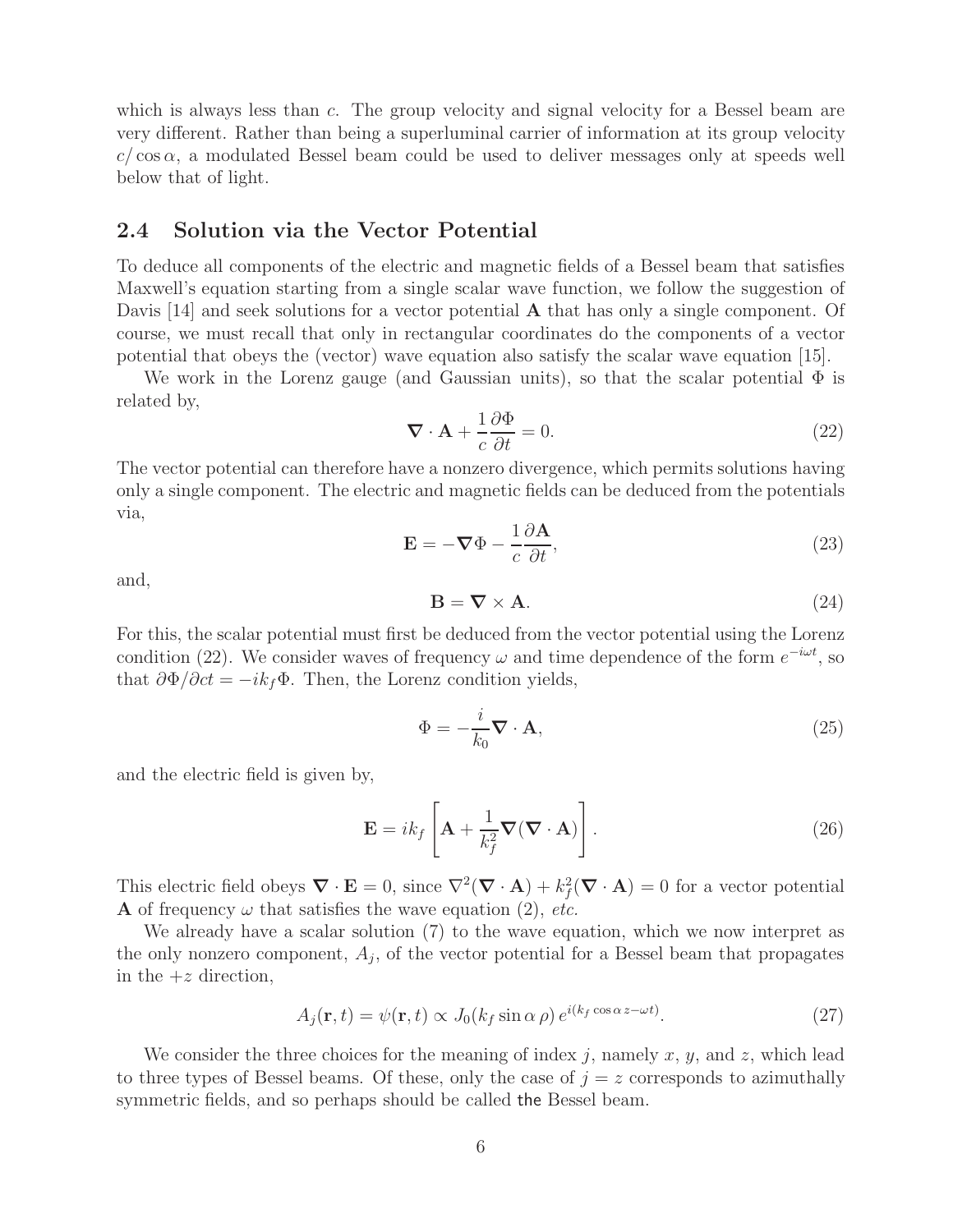which is always less than $c$. The group velocity and signal velocity for a Bessel beam are very different. Rather than being a superluminal carrier of information at its group velocity $c/\cos\alpha$, a modulated Bessel beam could be used to deliver messages only at speeds well below that of light.

## 2.4 Solution via the Vector Potential

To deduce all components of the electric and magnetic fields of a Bessel beam that satisfies Maxwell's equation starting from a single scalar wave function, we follow the suggestion of Davis [14] and seek solutions for a vector potential $\mathbf{A}$ that has only a single component. Of course, we must recall that only in rectangular coordinates do the components of a vector potential that obeys the (vector) wave equation also satisfy the scalar wave equation [15].

We work in the Lorenz gauge (and Gaussian units), so that the scalar potential $\Phi$ is related by,

$$\boldsymbol{\nabla} \cdot \mathbf{A} + \frac{1}{c}\frac{\partial \Phi}{\partial t} = 0. \tag{22}$$

The vector potential can therefore have a nonzero divergence, which permits solutions having only a single component. The electric and magnetic fields can be deduced from the potentials via,

$$\mathbf{E} = -\boldsymbol{\nabla}\Phi - \frac{1}{c}\frac{\partial \mathbf{A}}{\partial t}, \tag{23}$$

and,

$$\mathbf{B} = \boldsymbol{\nabla} \times \mathbf{A}. \tag{24}$$

For this, the scalar potential must first be deduced from the vector potential using the Lorenz condition (22). We consider waves of frequency $\omega$ and time dependence of the form $e^{-i\omega t}$, so that $\partial\Phi/\partial ct = -ik_f\Phi$. Then, the Lorenz condition yields,

$$\Phi = -\frac{i}{k_0}\boldsymbol{\nabla} \cdot \mathbf{A}, \tag{25}$$

and the electric field is given by,

$$\mathbf{E} = ik_f\left[\mathbf{A} + \frac{1}{k_f^2}\boldsymbol{\nabla}(\boldsymbol{\nabla} \cdot \mathbf{A})\right]. \tag{26}$$

This electric field obeys $\boldsymbol{\nabla} \cdot \mathbf{E} = 0$, since $\nabla^2(\boldsymbol{\nabla} \cdot \mathbf{A}) + k_f^2(\boldsymbol{\nabla} \cdot \mathbf{A}) = 0$ for a vector potential $\mathbf{A}$ of frequency $\omega$ that satisfies the wave equation (2), *etc.*

We already have a scalar solution (7) to the wave equation, which we now interpret as the only nonzero component, $A_j$, of the vector potential for a Bessel beam that propagates in the $+z$ direction,

$$A_j(\mathbf{r}, t) = \psi(\mathbf{r}, t) \propto J_0(k_f \sin\alpha\, \rho)\, e^{i(k_f \cos\alpha\, z - \omega t)}. \tag{27}$$

We consider the three choices for the meaning of index $j$, namely $x$, $y$, and $z$, which lead to three types of Bessel beams. Of these, only the case of $j = z$ corresponds to azimuthally symmetric fields, and so perhaps should be called `the` Bessel beam.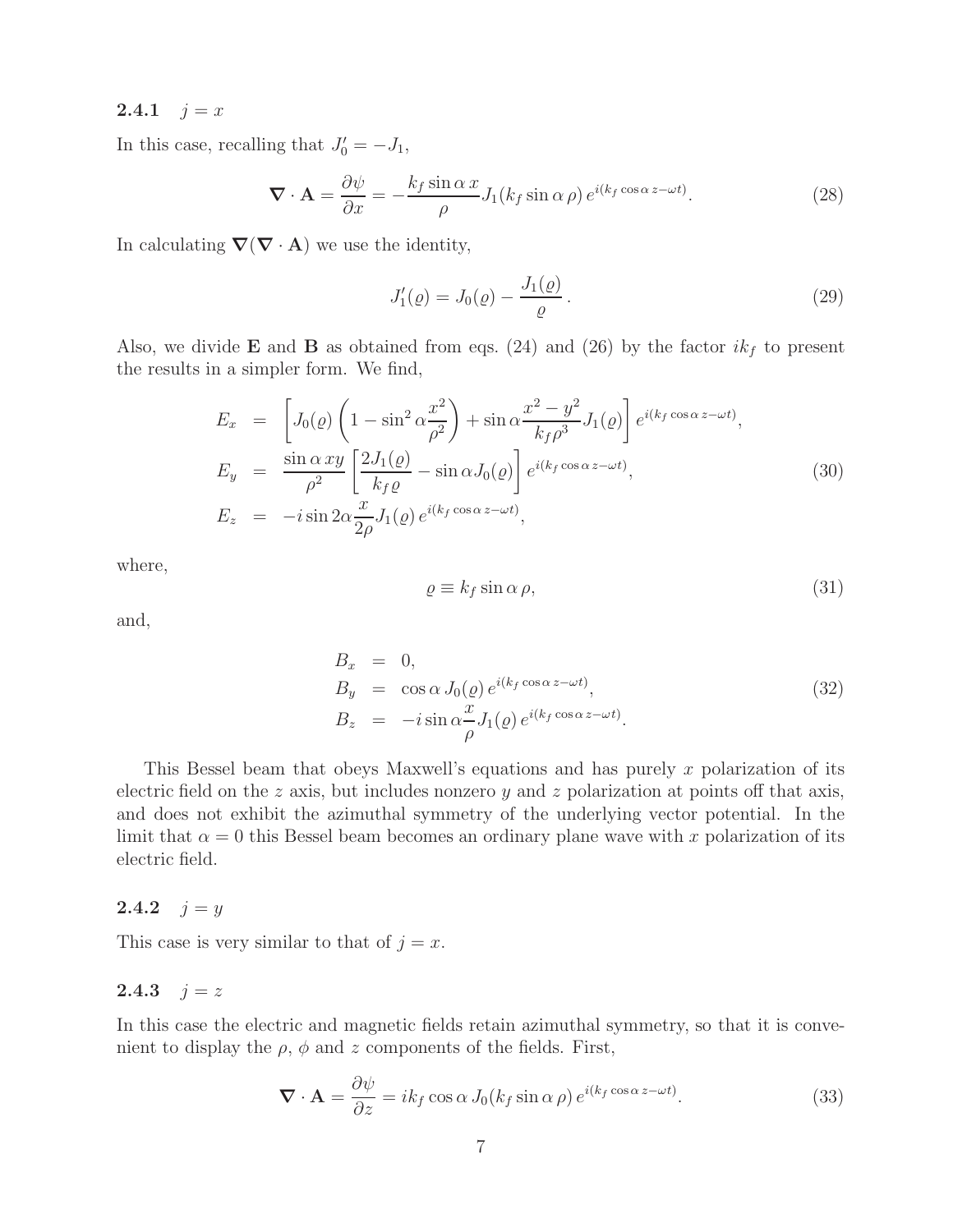### 2.4.1 $j = x$

In this case, recalling that $J_0' = -J_1$,

$$\boldsymbol{\nabla} \cdot \mathbf{A} = \frac{\partial \psi}{\partial x} = -\frac{k_f \sin \alpha \, x}{\rho} J_1(k_f \sin \alpha \, \rho) \, e^{i(k_f \cos \alpha \, z - \omega t)}. \tag{28}$$

In calculating $\boldsymbol{\nabla}(\boldsymbol{\nabla} \cdot \mathbf{A})$ we use the identity,

$$J_1'(\varrho) = J_0(\varrho) - \frac{J_1(\varrho)}{\varrho}. \tag{29}$$

Also, we divide $\mathbf{E}$ and $\mathbf{B}$ as obtained from eqs. (24) and (26) by the factor $ik_f$ to present the results in a simpler form. We find,

$$\begin{aligned}
E_x &= \left[ J_0(\varrho) \left( 1 - \sin^2 \alpha \frac{x^2}{\rho^2} \right) + \sin \alpha \frac{x^2 - y^2}{k_f \rho^3} J_1(\varrho) \right] e^{i(k_f \cos \alpha \, z - \omega t)}, \\
E_y &= \frac{\sin \alpha \, xy}{\rho^2} \left[ \frac{2 J_1(\varrho)}{k_f \varrho} - \sin \alpha J_0(\varrho) \right] e^{i(k_f \cos \alpha \, z - \omega t)}, \\
E_z &= -i \sin 2\alpha \frac{x}{2\rho} J_1(\varrho) \, e^{i(k_f \cos \alpha \, z - \omega t)},
\end{aligned} \tag{30}$$

where,

$$\varrho \equiv k_f \sin \alpha \, \rho, \tag{31}$$

and,

$$\begin{aligned}
B_x &= 0, \\
B_y &= \cos \alpha \, J_0(\varrho) \, e^{i(k_f \cos \alpha \, z - \omega t)}, \\
B_z &= -i \sin \alpha \frac{x}{\rho} J_1(\varrho) \, e^{i(k_f \cos \alpha \, z - \omega t)}.
\end{aligned} \tag{32}$$

This Bessel beam that obeys Maxwell's equations and has purely $x$ polarization of its electric field on the $z$ axis, but includes nonzero $y$ and $z$ polarization at points off that axis, and does not exhibit the azimuthal symmetry of the underlying vector potential. In the limit that $\alpha = 0$ this Bessel beam becomes an ordinary plane wave with $x$ polarization of its electric field.

### 2.4.2 $j = y$

This case is very similar to that of $j = x$.

### 2.4.3 $j = z$

In this case the electric and magnetic fields retain azimuthal symmetry, so that it is convenient to display the $\rho$, $\phi$ and $z$ components of the fields. First,

$$\boldsymbol{\nabla} \cdot \mathbf{A} = \frac{\partial \psi}{\partial z} = ik_f \cos \alpha \, J_0(k_f \sin \alpha \, \rho) \, e^{i(k_f \cos \alpha \, z - \omega t)}. \tag{33}$$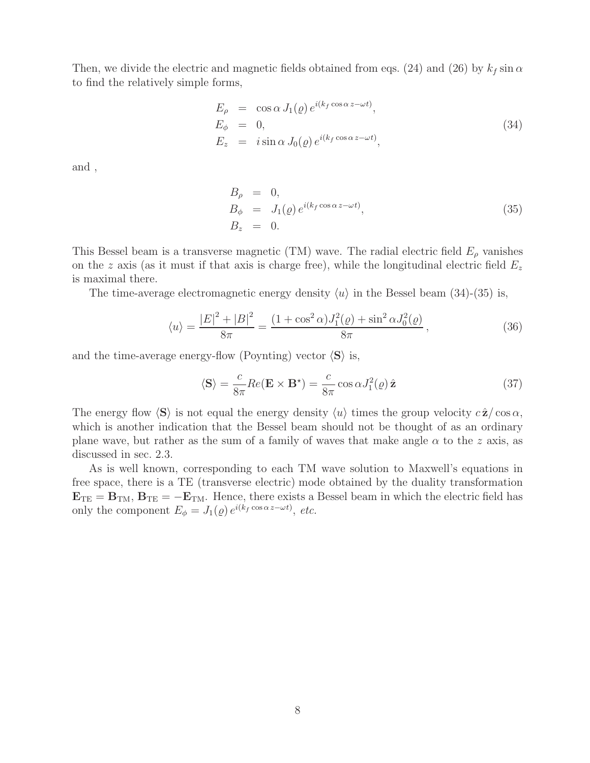Then, we divide the electric and magnetic fields obtained from eqs. (24) and (26) by $k_f \sin\alpha$ to find the relatively simple forms,

$$
\begin{aligned}
E_\rho &= \cos\alpha\, J_1(\varrho)\, e^{i(k_f \cos\alpha\, z - \omega t)}, \\
E_\phi &= 0, \\
E_z &= i \sin\alpha\, J_0(\varrho)\, e^{i(k_f \cos\alpha\, z - \omega t)},
\end{aligned}
\tag{34}
$$

and ,

$$
\begin{aligned}
B_\rho &= 0, \\
B_\phi &= J_1(\varrho)\, e^{i(k_f \cos\alpha\, z - \omega t)}, \\
B_z &= 0.
\end{aligned}
\tag{35}
$$

This Bessel beam is a transverse magnetic (TM) wave. The radial electric field $E_\rho$ vanishes on the $z$ axis (as it must if that axis is charge free), while the longitudinal electric field $E_z$ is maximal there.

The time-average electromagnetic energy density $\langle u \rangle$ in the Bessel beam (34)-(35) is,

$$
\langle u \rangle = \frac{|E|^2 + |B|^2}{8\pi} = \frac{(1 + \cos^2\alpha) J_1^2(\varrho) + \sin^2\alpha J_0^2(\varrho)}{8\pi}, \tag{36}
$$

and the time-average energy-flow (Poynting) vector $\langle \mathbf{S} \rangle$ is,

$$
\langle \mathbf{S} \rangle = \frac{c}{8\pi} Re(\mathbf{E} \times \mathbf{B}^\star) = \frac{c}{8\pi} \cos\alpha J_1^2(\varrho)\, \hat{\mathbf{z}} \tag{37}
$$

The energy flow $\langle \mathbf{S} \rangle$ is not equal the energy density $\langle u \rangle$ times the group velocity $c\,\hat{\mathbf{z}}/\cos\alpha$, which is another indication that the Bessel beam should not be thought of as an ordinary plane wave, but rather as the sum of a family of waves that make angle $\alpha$ to the $z$ axis, as discussed in sec. 2.3.

As is well known, corresponding to each TM wave solution to Maxwell's equations in free space, there is a TE (transverse electric) mode obtained by the duality transformation $\mathbf{E}_{\rm TE} = \mathbf{B}_{\rm TM}$, $\mathbf{B}_{\rm TE} = -\mathbf{E}_{\rm TM}$. Hence, there exists a Bessel beam in which the electric field has only the component $E_\phi = J_1(\varrho)\, e^{i(k_f \cos\alpha\, z - \omega t)}$, *etc.*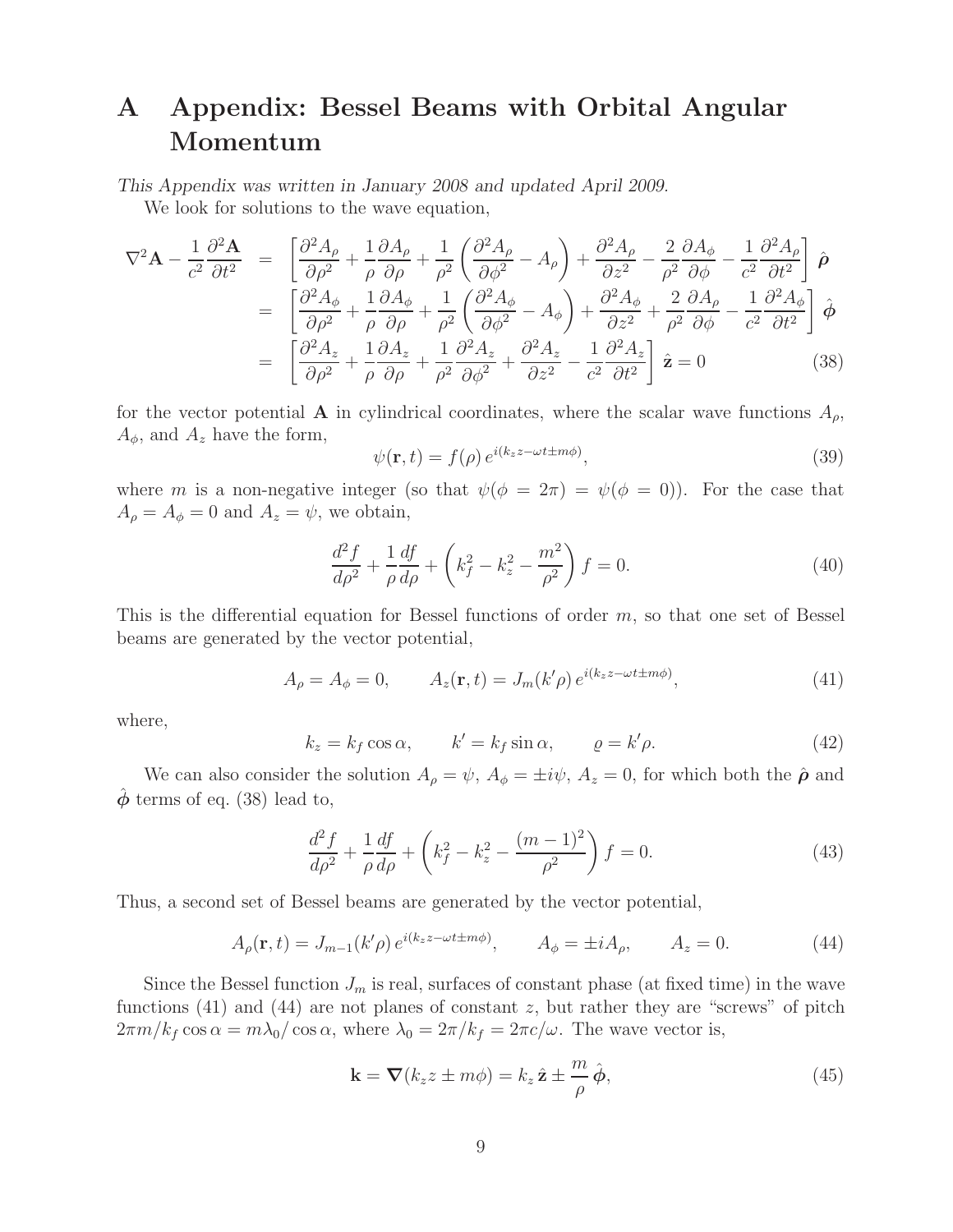# A Appendix: Bessel Beams with Orbital Angular Momentum

*This Appendix was written in January 2008 and updated April 2009.*

We look for solutions to the wave equation,

$$\begin{aligned}
\nabla^2 \mathbf{A} - \frac{1}{c^2}\frac{\partial^2 \mathbf{A}}{\partial t^2} &= \left[\frac{\partial^2 A_\rho}{\partial \rho^2} + \frac{1}{\rho}\frac{\partial A_\rho}{\partial \rho} + \frac{1}{\rho^2}\left(\frac{\partial^2 A_\rho}{\partial \phi^2} - A_\rho\right) + \frac{\partial^2 A_\rho}{\partial z^2} - \frac{2}{\rho^2}\frac{\partial A_\phi}{\partial \phi} - \frac{1}{c^2}\frac{\partial^2 A_\rho}{\partial t^2}\right]\hat{\boldsymbol{\rho}} \\
&= \left[\frac{\partial^2 A_\phi}{\partial \rho^2} + \frac{1}{\rho}\frac{\partial A_\phi}{\partial \rho} + \frac{1}{\rho^2}\left(\frac{\partial^2 A_\phi}{\partial \phi^2} - A_\phi\right) + \frac{\partial^2 A_\phi}{\partial z^2} + \frac{2}{\rho^2}\frac{\partial A_\rho}{\partial \phi} - \frac{1}{c^2}\frac{\partial^2 A_\phi}{\partial t^2}\right]\hat{\boldsymbol{\phi}} \\
&= \left[\frac{\partial^2 A_z}{\partial \rho^2} + \frac{1}{\rho}\frac{\partial A_z}{\partial \rho} + \frac{1}{\rho^2}\frac{\partial^2 A_z}{\partial \phi^2} + \frac{\partial^2 A_z}{\partial z^2} - \frac{1}{c^2}\frac{\partial^2 A_z}{\partial t^2}\right]\hat{\mathbf{z}} = 0 \qquad (38)
\end{aligned}$$

for the vector potential $\mathbf{A}$ in cylindrical coordinates, where the scalar wave functions $A_\rho$, $A_\phi$, and $A_z$ have the form,

$$\psi(\mathbf{r}, t) = f(\rho)\, e^{i(k_z z - \omega t \pm m\phi)}, \qquad (39)$$

where $m$ is a non-negative integer (so that $\psi(\phi = 2\pi) = \psi(\phi = 0)$). For the case that $A_\rho = A_\phi = 0$ and $A_z = \psi$, we obtain,

$$\frac{d^2 f}{d\rho^2} + \frac{1}{\rho}\frac{df}{d\rho} + \left(k_f^2 - k_z^2 - \frac{m^2}{\rho^2}\right) f = 0. \qquad (40)$$

This is the differential equation for Bessel functions of order $m$, so that one set of Bessel beams are generated by the vector potential,

$$A_\rho = A_\phi = 0, \qquad A_z(\mathbf{r}, t) = J_m(k'\rho)\, e^{i(k_z z - \omega t \pm m\phi)}, \qquad (41)$$

where,

$$k_z = k_f \cos\alpha, \qquad k' = k_f \sin\alpha, \qquad \varrho = k'\rho. \qquad (42)$$

We can also consider the solution $A_\rho = \psi$, $A_\phi = \pm i\psi$, $A_z = 0$, for which both the $\hat{\boldsymbol{\rho}}$ and $\hat{\boldsymbol{\phi}}$ terms of eq. (38) lead to,

$$\frac{d^2 f}{d\rho^2} + \frac{1}{\rho}\frac{df}{d\rho} + \left(k_f^2 - k_z^2 - \frac{(m-1)^2}{\rho^2}\right) f = 0. \qquad (43)$$

Thus, a second set of Bessel beams are generated by the vector potential,

$$A_\rho(\mathbf{r}, t) = J_{m-1}(k'\rho)\, e^{i(k_z z - \omega t \pm m\phi)}, \qquad A_\phi = \pm i A_\rho, \qquad A_z = 0. \qquad (44)$$

Since the Bessel function $J_m$ is real, surfaces of constant phase (at fixed time) in the wave functions (41) and (44) are not planes of constant $z$, but rather they are "screws" of pitch $2\pi m/k_f \cos\alpha = m\lambda_0/\cos\alpha$, where $\lambda_0 = 2\pi/k_f = 2\pi c/\omega$. The wave vector is,

$$\mathbf{k} = \boldsymbol{\nabla}(k_z z \pm m\phi) = k_z\, \hat{\mathbf{z}} \pm \frac{m}{\rho}\, \hat{\boldsymbol{\phi}}, \qquad (45)$$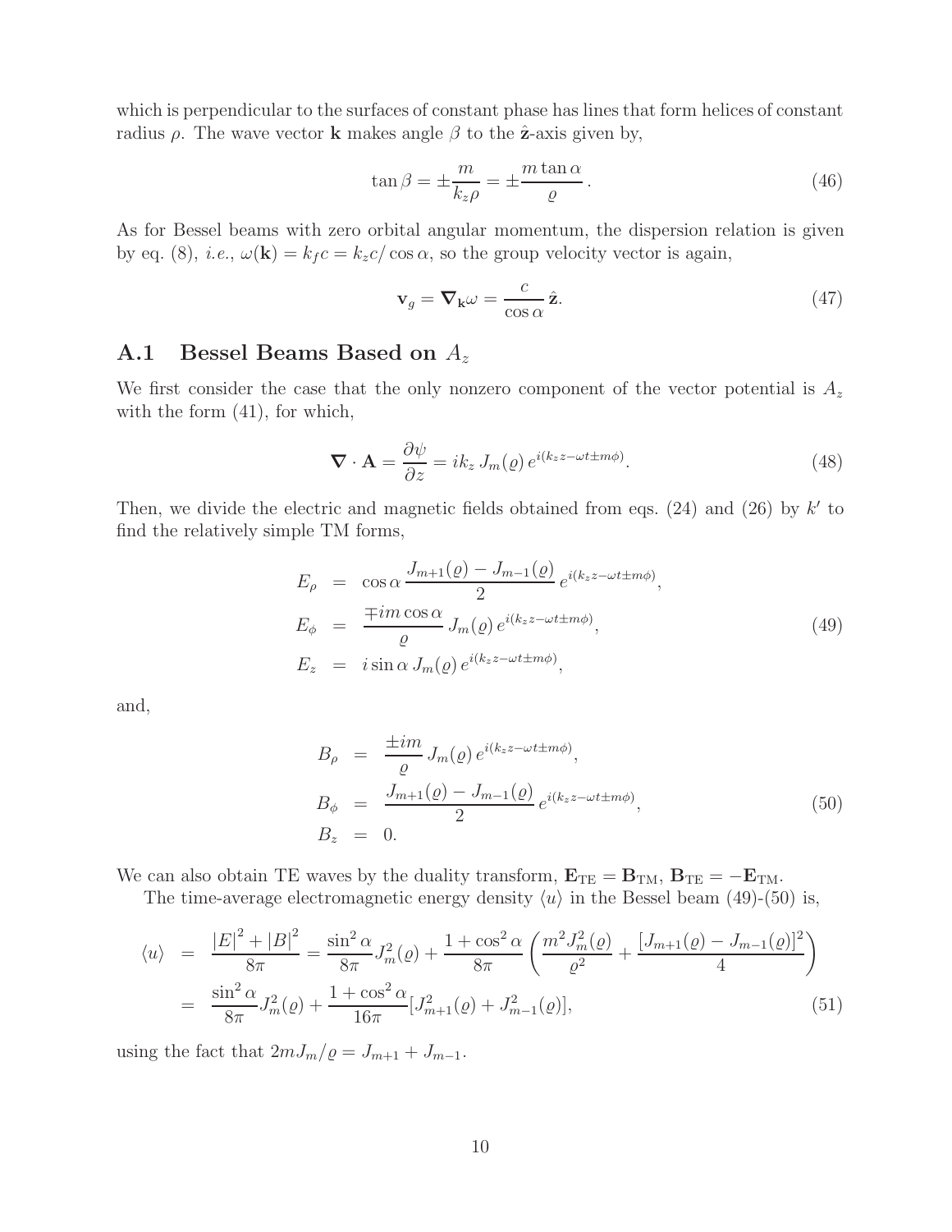which is perpendicular to the surfaces of constant phase has lines that form helices of constant radius $\rho$. The wave vector $\mathbf{k}$ makes angle $\beta$ to the $\hat{\mathbf{z}}$-axis given by,

$$\tan\beta = \pm\frac{m}{k_z\rho} = \pm\frac{m\tan\alpha}{\varrho}\,. \tag{46}$$

As for Bessel beams with zero orbital angular momentum, the dispersion relation is given by eq. (8), *i.e.*, $\omega(\mathbf{k}) = k_f c = k_z c/\cos\alpha$, so the group velocity vector is again,

$$\mathbf{v}_g = \boldsymbol{\nabla}_{\mathbf{k}}\omega = \frac{c}{\cos\alpha}\,\hat{\mathbf{z}}. \tag{47}$$

## A.1 Bessel Beams Based on $A_z$

We first consider the case that the only nonzero component of the vector potential is $A_z$ with the form (41), for which,

$$\boldsymbol{\nabla}\cdot\mathbf{A} = \frac{\partial\psi}{\partial z} = ik_z\,J_m(\varrho)\,e^{i(k_z z-\omega t\pm m\phi)}. \tag{48}$$

Then, we divide the electric and magnetic fields obtained from eqs. (24) and (26) by $k'$ to find the relatively simple TM forms,

$$\begin{aligned}
E_\rho &= \cos\alpha\,\frac{J_{m+1}(\varrho)-J_{m-1}(\varrho)}{2}\,e^{i(k_z z-\omega t\pm m\phi)},\\
E_\phi &= \frac{\mp im\cos\alpha}{\varrho}\,J_m(\varrho)\,e^{i(k_z z-\omega t\pm m\phi)},\\
E_z &= i\sin\alpha\,J_m(\varrho)\,e^{i(k_z z-\omega t\pm m\phi)},
\end{aligned} \tag{49}$$

and,

$$\begin{aligned}
B_\rho &= \frac{\pm im}{\varrho}\,J_m(\varrho)\,e^{i(k_z z-\omega t\pm m\phi)},\\
B_\phi &= \frac{J_{m+1}(\varrho)-J_{m-1}(\varrho)}{2}\,e^{i(k_z z-\omega t\pm m\phi)},\\
B_z &= 0.
\end{aligned} \tag{50}$$

We can also obtain TE waves by the duality transform, $\mathbf{E}_{\rm TE} = \mathbf{B}_{\rm TM}$, $\mathbf{B}_{\rm TE} = -\mathbf{E}_{\rm TM}$.

The time-average electromagnetic energy density $\langle u\rangle$ in the Bessel beam (49)-(50) is,

$$\begin{aligned}
\langle u\rangle &= \frac{|E|^2+|B|^2}{8\pi} = \frac{\sin^2\alpha}{8\pi}J_m^2(\varrho) + \frac{1+\cos^2\alpha}{8\pi}\left(\frac{m^2J_m^2(\varrho)}{\varrho^2} + \frac{[J_{m+1}(\varrho)-J_{m-1}(\varrho)]^2}{4}\right)\\
&= \frac{\sin^2\alpha}{8\pi}J_m^2(\varrho) + \frac{1+\cos^2\alpha}{16\pi}[J_{m+1}^2(\varrho)+J_{m-1}^2(\varrho)],
\end{aligned} \tag{51}$$

using the fact that $2mJ_m/\varrho = J_{m+1} + J_{m-1}$.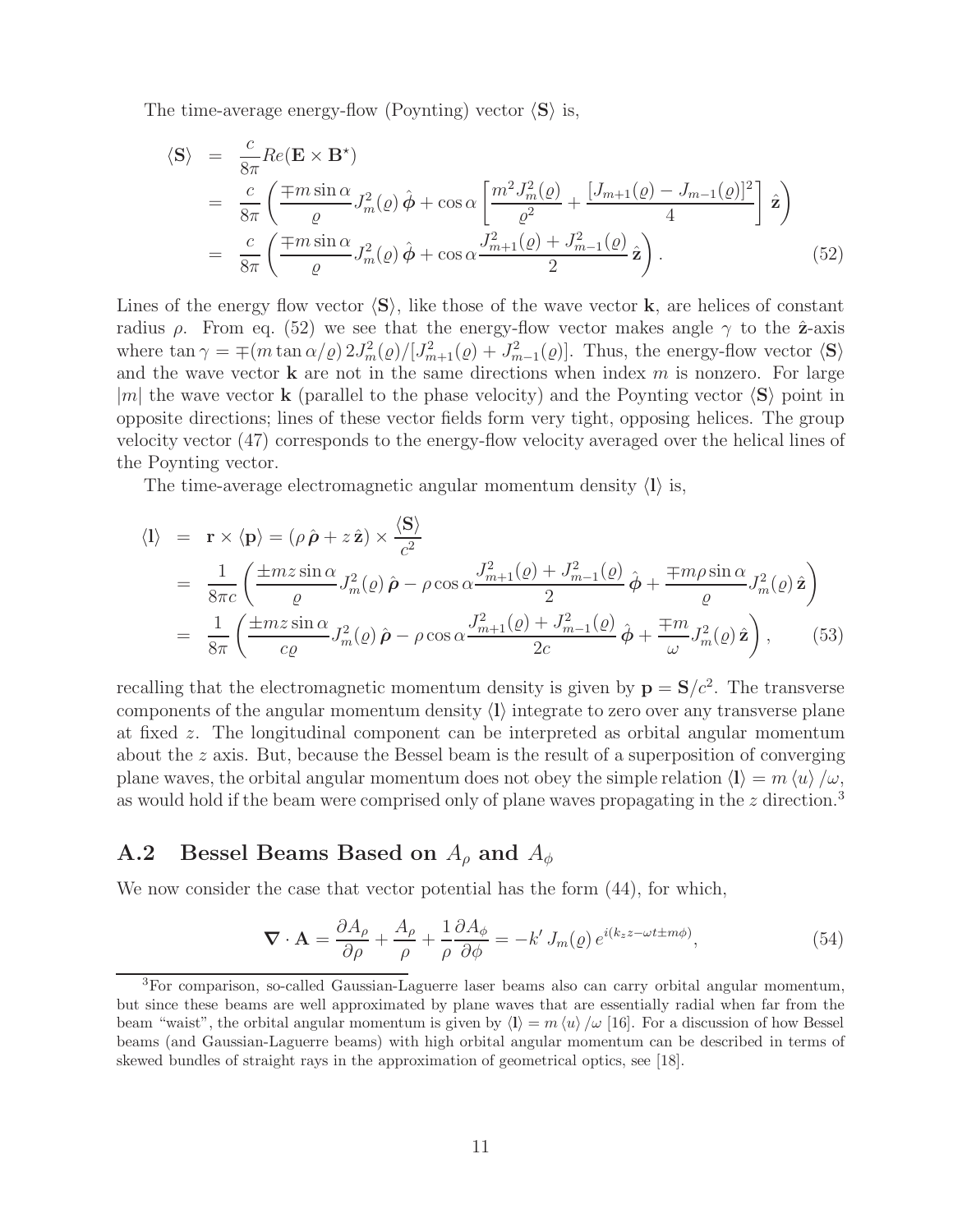The time-average energy-flow (Poynting) vector $\langle \mathbf{S} \rangle$ is,

$$
\begin{aligned}
\langle \mathbf{S} \rangle &= \frac{c}{8\pi} Re(\mathbf{E} \times \mathbf{B}^\star) \\
&= \frac{c}{8\pi} \left( \frac{\mp m \sin\alpha}{\varrho} J_m^2(\varrho)\, \hat{\boldsymbol{\phi}} + \cos\alpha \left[ \frac{m^2 J_m^2(\varrho)}{\varrho^2} + \frac{[J_{m+1}(\varrho) - J_{m-1}(\varrho)]^2}{4} \right] \hat{\mathbf{z}} \right) \\
&= \frac{c}{8\pi} \left( \frac{\mp m \sin\alpha}{\varrho} J_m^2(\varrho)\, \hat{\boldsymbol{\phi}} + \cos\alpha \frac{J_{m+1}^2(\varrho) + J_{m-1}^2(\varrho)}{2} \hat{\mathbf{z}} \right). \qquad (52)
\end{aligned}
$$

Lines of the energy flow vector $\langle \mathbf{S} \rangle$, like those of the wave vector $\mathbf{k}$, are helices of constant radius $\rho$. From eq. (52) we see that the energy-flow vector makes angle $\gamma$ to the $\hat{\mathbf{z}}$-axis where $\tan\gamma = \mp(m \tan\alpha/\varrho)\, 2J_m^2(\varrho)/[J_{m+1}^2(\varrho) + J_{m-1}^2(\varrho)]$. Thus, the energy-flow vector $\langle \mathbf{S} \rangle$ and the wave vector $\mathbf{k}$ are not in the same directions when index $m$ is nonzero. For large $|m|$ the wave vector $\mathbf{k}$ (parallel to the phase velocity) and the Poynting vector $\langle \mathbf{S} \rangle$ point in opposite directions; lines of these vector fields form very tight, opposing helices. The group velocity vector (47) corresponds to the energy-flow velocity averaged over the helical lines of the Poynting vector.

The time-average electromagnetic angular momentum density $\langle \mathbf{l} \rangle$ is,

$$
\begin{aligned}
\langle \mathbf{l} \rangle &= \mathbf{r} \times \langle \mathbf{p} \rangle = (\rho\, \hat{\boldsymbol{\rho}} + z\, \hat{\mathbf{z}}) \times \frac{\langle \mathbf{S} \rangle}{c^2} \\
&= \frac{1}{8\pi c} \left( \frac{\pm m z \sin\alpha}{\varrho} J_m^2(\varrho)\, \hat{\boldsymbol{\rho}} - \rho \cos\alpha \frac{J_{m+1}^2(\varrho) + J_{m-1}^2(\varrho)}{2}\, \hat{\boldsymbol{\phi}} + \frac{\mp m \rho \sin\alpha}{\varrho} J_m^2(\varrho)\, \hat{\mathbf{z}} \right) \\
&= \frac{1}{8\pi} \left( \frac{\pm m z \sin\alpha}{c\varrho} J_m^2(\varrho)\, \hat{\boldsymbol{\rho}} - \rho \cos\alpha \frac{J_{m+1}^2(\varrho) + J_{m-1}^2(\varrho)}{2c}\, \hat{\boldsymbol{\phi}} + \frac{\mp m}{\omega} J_m^2(\varrho)\, \hat{\mathbf{z}} \right), \qquad (53)
\end{aligned}
$$

recalling that the electromagnetic momentum density is given by $\mathbf{p} = \mathbf{S}/c^2$. The transverse components of the angular momentum density $\langle \mathbf{l} \rangle$ integrate to zero over any transverse plane at fixed $z$. The longitudinal component can be interpreted as orbital angular momentum about the $z$ axis. But, because the Bessel beam is the result of a superposition of converging plane waves, the orbital angular momentum does not obey the simple relation $\langle \mathbf{l} \rangle = m \langle u \rangle / \omega$, as would hold if the beam were comprised only of plane waves propagating in the $z$ direction.[3]

## A.2 Bessel Beams Based on $A_\rho$ and $A_\phi$

We now consider the case that vector potential has the form (44), for which,

$$
\boldsymbol{\nabla} \cdot \mathbf{A} = \frac{\partial A_\rho}{\partial \rho} + \frac{A_\rho}{\rho} + \frac{1}{\rho} \frac{\partial A_\phi}{\partial \phi} = -k'\, J_m(\varrho)\, e^{i(k_z z - \omega t \pm m\phi)}, \qquad (54)
$$

[3]For comparison, so-called Gaussian-Laguerre laser beams also can carry orbital angular momentum, but since these beams are well approximated by plane waves that are essentially radial when far from the beam "waist", the orbital angular momentum is given by $\langle \mathbf{l} \rangle = m \langle u \rangle / \omega$ [16]. For a discussion of how Bessel beams (and Gaussian-Laguerre beams) with high orbital angular momentum can be described in terms of skewed bundles of straight rays in the approximation of geometrical optics, see [18].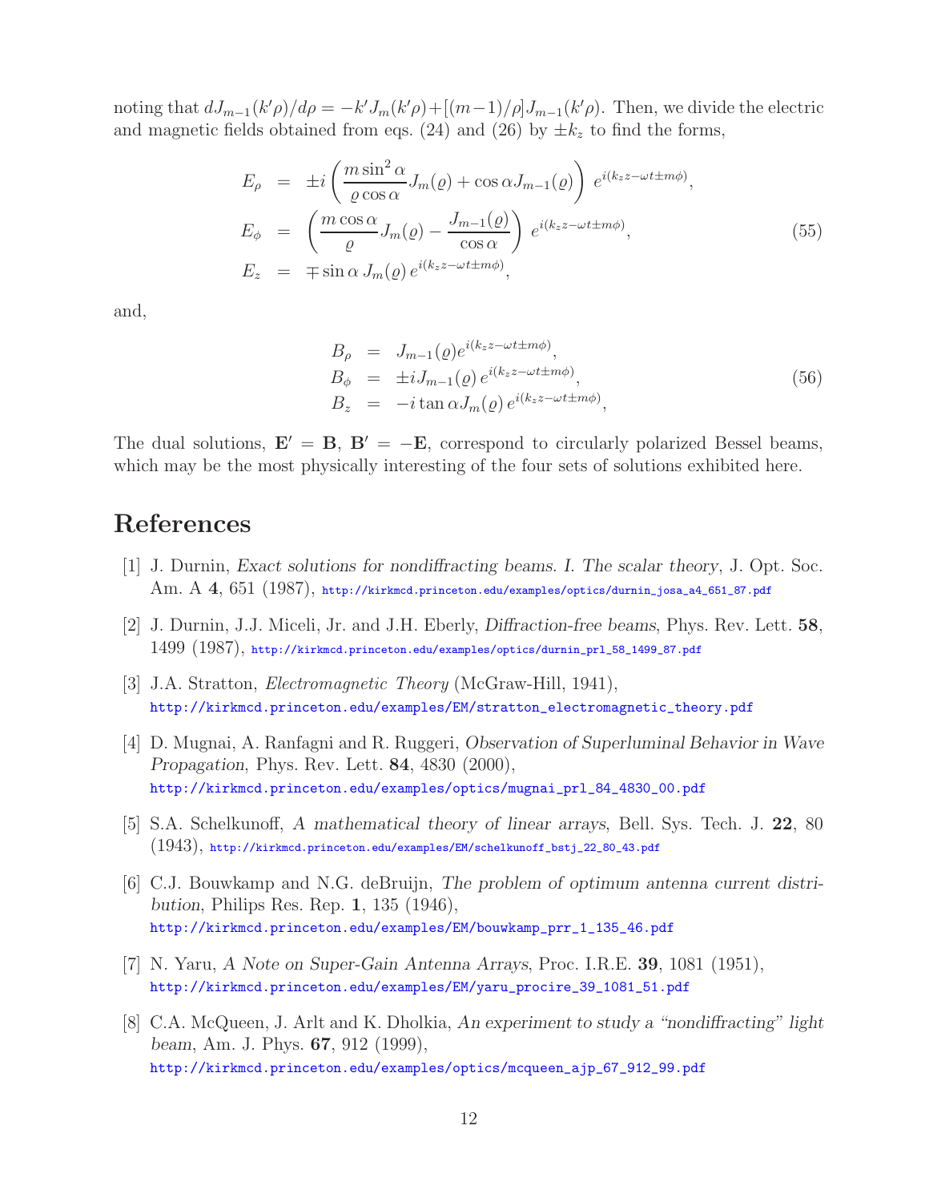noting that $dJ_{m-1}(k'\rho)/d\rho = -k'J_m(k'\rho)+[(m-1)/\rho]J_{m-1}(k'\rho)$. Then, we divide the electric and magnetic fields obtained from eqs. (24) and (26) by $\pm k_z$ to find the forms,

$$
\begin{aligned}
E_\rho &= \pm i \left( \frac{m \sin^2\alpha}{\varrho \cos\alpha} J_m(\varrho) + \cos\alpha J_{m-1}(\varrho) \right) e^{i(k_z z - \omega t \pm m\phi)}, \\
E_\phi &= \left( \frac{m\cos\alpha}{\varrho} J_m(\varrho) - \frac{J_{m-1}(\varrho)}{\cos\alpha} \right) e^{i(k_z z - \omega t \pm m\phi)}, \\
E_z &= \mp \sin\alpha \, J_m(\varrho) \, e^{i(k_z z - \omega t \pm m\phi)},
\end{aligned}
\tag{55}
$$

and,

$$
\begin{aligned}
B_\rho &= J_{m-1}(\varrho) e^{i(k_z z - \omega t \pm m\phi)}, \\
B_\phi &= \pm i J_{m-1}(\varrho) \, e^{i(k_z z - \omega t \pm m\phi)}, \\
B_z &= -i \tan\alpha J_m(\varrho) \, e^{i(k_z z - \omega t \pm m\phi)},
\end{aligned}
\tag{56}
$$

The dual solutions, $\mathbf{E}' = \mathbf{B}$, $\mathbf{B}' = -\mathbf{E}$, correspond to circularly polarized Bessel beams, which may be the most physically interesting of the four sets of solutions exhibited here.

# References

[1] J. Durnin, *Exact solutions for nondiffracting beams. I. The scalar theory*, J. Opt. Soc. Am. A **4**, 651 (1987), http://kirkmcd.princeton.edu/examples/optics/durnin_josa_a4_651_87.pdf

[2] J. Durnin, J.J. Miceli, Jr. and J.H. Eberly, *Diffraction-free beams*, Phys. Rev. Lett. **58**, 1499 (1987), http://kirkmcd.princeton.edu/examples/optics/durnin_prl_58_1499_87.pdf

[3] J.A. Stratton, *Electromagnetic Theory* (McGraw-Hill, 1941), http://kirkmcd.princeton.edu/examples/EM/stratton_electromagnetic_theory.pdf

[4] D. Mugnai, A. Ranfagni and R. Ruggeri, *Observation of Superluminal Behavior in Wave Propagation*, Phys. Rev. Lett. **84**, 4830 (2000), http://kirkmcd.princeton.edu/examples/optics/mugnai_prl_84_4830_00.pdf

[5] S.A. Schelkunoff, *A mathematical theory of linear arrays*, Bell. Sys. Tech. J. **22**, 80 (1943), http://kirkmcd.princeton.edu/examples/EM/schelkunoff_bstj_22_80_43.pdf

[6] C.J. Bouwkamp and N.G. deBruijn, *The problem of optimum antenna current distribution*, Philips Res. Rep. **1**, 135 (1946), http://kirkmcd.princeton.edu/examples/EM/bouwkamp_prr_1_135_46.pdf

[7] N. Yaru, *A Note on Super-Gain Antenna Arrays*, Proc. I.R.E. **39**, 1081 (1951), http://kirkmcd.princeton.edu/examples/EM/yaru_procire_39_1081_51.pdf

[8] C.A. McQueen, J. Arlt and K. Dholkia, *An experiment to study a "nondiffracting" light beam*, Am. J. Phys. **67**, 912 (1999), http://kirkmcd.princeton.edu/examples/optics/mcqueen_ajp_67_912_99.pdf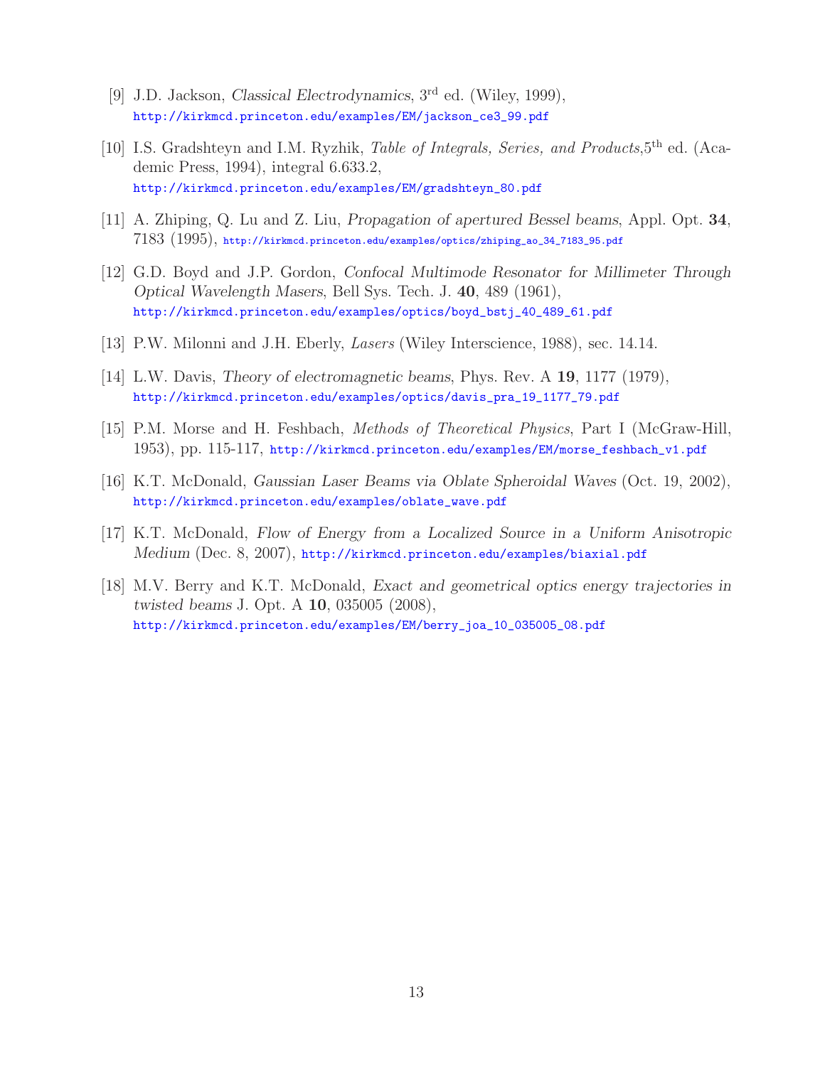[9] J.D. Jackson, *Classical Electrodynamics*, 3rd ed. (Wiley, 1999),
http://kirkmcd.princeton.edu/examples/EM/jackson_ce3_99.pdf

[10] I.S. Gradshteyn and I.M. Ryzhik, *Table of Integrals, Series, and Products*,5th ed. (Academic Press, 1994), integral 6.633.2,
http://kirkmcd.princeton.edu/examples/EM/gradshteyn_80.pdf

[11] A. Zhiping, Q. Lu and Z. Liu, *Propagation of apertured Bessel beams*, Appl. Opt. **34**, 7183 (1995), http://kirkmcd.princeton.edu/examples/optics/zhiping_ao_34_7183_95.pdf

[12] G.D. Boyd and J.P. Gordon, *Confocal Multimode Resonator for Millimeter Through Optical Wavelength Masers*, Bell Sys. Tech. J. **40**, 489 (1961),
http://kirkmcd.princeton.edu/examples/optics/boyd_bstj_40_489_61.pdf

[13] P.W. Milonni and J.H. Eberly, *Lasers* (Wiley Interscience, 1988), sec. 14.14.

[14] L.W. Davis, *Theory of electromagnetic beams*, Phys. Rev. A **19**, 1177 (1979),
http://kirkmcd.princeton.edu/examples/optics/davis_pra_19_1177_79.pdf

[15] P.M. Morse and H. Feshbach, *Methods of Theoretical Physics*, Part I (McGraw-Hill, 1953), pp. 115-117, http://kirkmcd.princeton.edu/examples/EM/morse_feshbach_v1.pdf

[16] K.T. McDonald, *Gaussian Laser Beams via Oblate Spheroidal Waves* (Oct. 19, 2002),
http://kirkmcd.princeton.edu/examples/oblate_wave.pdf

[17] K.T. McDonald, *Flow of Energy from a Localized Source in a Uniform Anisotropic Medium* (Dec. 8, 2007), http://kirkmcd.princeton.edu/examples/biaxial.pdf

[18] M.V. Berry and K.T. McDonald, *Exact and geometrical optics energy trajectories in twisted beams* J. Opt. A **10**, 035005 (2008),
http://kirkmcd.princeton.edu/examples/EM/berry_joa_10_035005_08.pdf